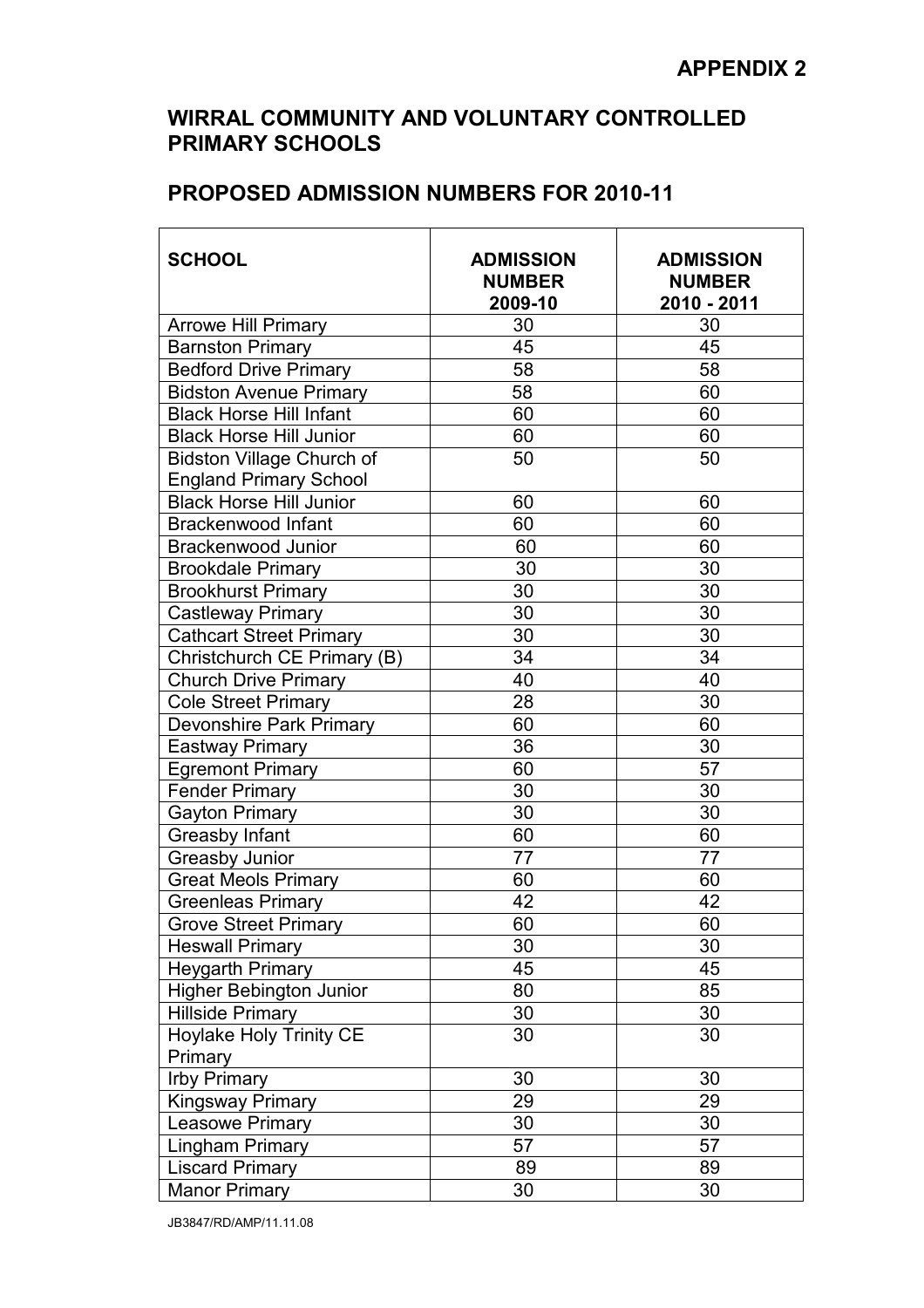# APPENDIX 2

## WIRRAL COMMUNITY AND VOLUNTARY CONTROLLED PRIMARY SCHOOLS

## PROPOSED ADMISSION NUMBERS FOR 2010-11

| SCHOOL | ADMISSION NUMBER 2009-10 | ADMISSION NUMBER 2010 - 2011 |
|---|---|---|
| Arrowe Hill Primary | 30 | 30 |
| Barnston Primary | 45 | 45 |
| Bedford Drive Primary | 58 | 58 |
| Bidston Avenue Primary | 58 | 60 |
| Black Horse Hill Infant | 60 | 60 |
| Black Horse Hill Junior | 60 | 60 |
| Bidston Village Church of England Primary School | 50 | 50 |
| Black Horse Hill Junior | 60 | 60 |
| Brackenwood Infant | 60 | 60 |
| Brackenwood Junior | 60 | 60 |
| Brookdale Primary | 30 | 30 |
| Brookhurst Primary | 30 | 30 |
| Castleway Primary | 30 | 30 |
| Cathcart Street Primary | 30 | 30 |
| Christchurch CE Primary (B) | 34 | 34 |
| Church Drive Primary | 40 | 40 |
| Cole Street Primary | 28 | 30 |
| Devonshire Park Primary | 60 | 60 |
| Eastway Primary | 36 | 30 |
| Egremont Primary | 60 | 57 |
| Fender Primary | 30 | 30 |
| Gayton Primary | 30 | 30 |
| Greasby Infant | 60 | 60 |
| Greasby Junior | 77 | 77 |
| Great Meols Primary | 60 | 60 |
| Greenleas Primary | 42 | 42 |
| Grove Street Primary | 60 | 60 |
| Heswall Primary | 30 | 30 |
| Heygarth Primary | 45 | 45 |
| Higher Bebington Junior | 80 | 85 |
| Hillside Primary | 30 | 30 |
| Hoylake Holy Trinity CE Primary | 30 | 30 |
| Irby Primary | 30 | 30 |
| Kingsway Primary | 29 | 29 |
| Leasowe Primary | 30 | 30 |
| Lingham Primary | 57 | 57 |
| Liscard Primary | 89 | 89 |
| Manor Primary | 30 | 30 |

JB3847/RD/AMP/11.11.08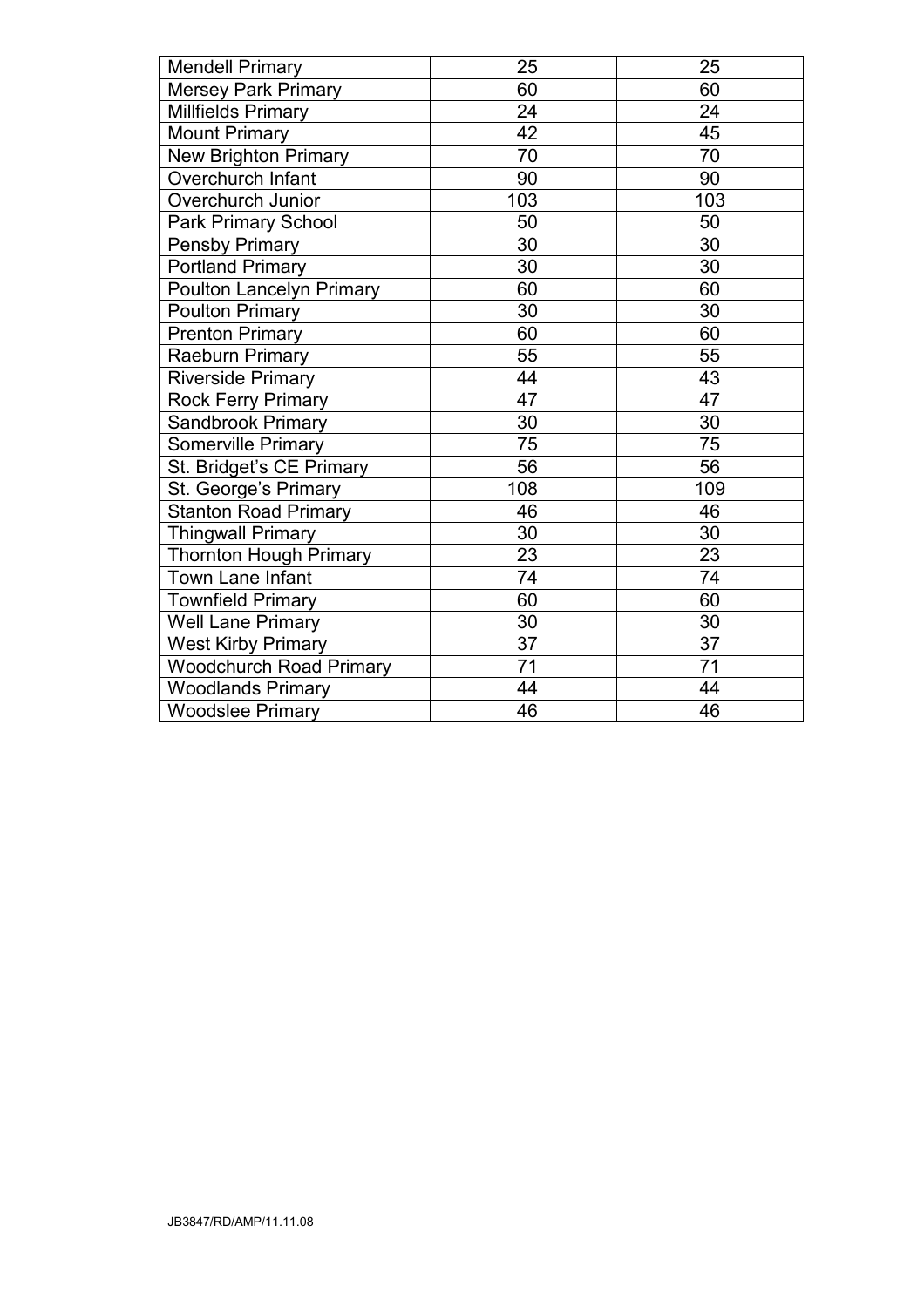| | | |
|---|---|---|
| Mendell Primary | 25 | 25 |
| Mersey Park Primary | 60 | 60 |
| Millfields Primary | 24 | 24 |
| Mount Primary | 42 | 45 |
| New Brighton Primary | 70 | 70 |
| Overchurch Infant | 90 | 90 |
| Overchurch Junior | 103 | 103 |
| Park Primary School | 50 | 50 |
| Pensby Primary | 30 | 30 |
| Portland Primary | 30 | 30 |
| Poulton Lancelyn Primary | 60 | 60 |
| Poulton Primary | 30 | 30 |
| Prenton Primary | 60 | 60 |
| Raeburn Primary | 55 | 55 |
| Riverside Primary | 44 | 43 |
| Rock Ferry Primary | 47 | 47 |
| Sandbrook Primary | 30 | 30 |
| Somerville Primary | 75 | 75 |
| St. Bridget's CE Primary | 56 | 56 |
| St. George's Primary | 108 | 109 |
| Stanton Road Primary | 46 | 46 |
| Thingwall Primary | 30 | 30 |
| Thornton Hough Primary | 23 | 23 |
| Town Lane Infant | 74 | 74 |
| Townfield Primary | 60 | 60 |
| Well Lane Primary | 30 | 30 |
| West Kirby Primary | 37 | 37 |
| Woodchurch Road Primary | 71 | 71 |
| Woodlands Primary | 44 | 44 |
| Woodslee Primary | 46 | 46 |

JB3847/RD/AMP/11.11.08